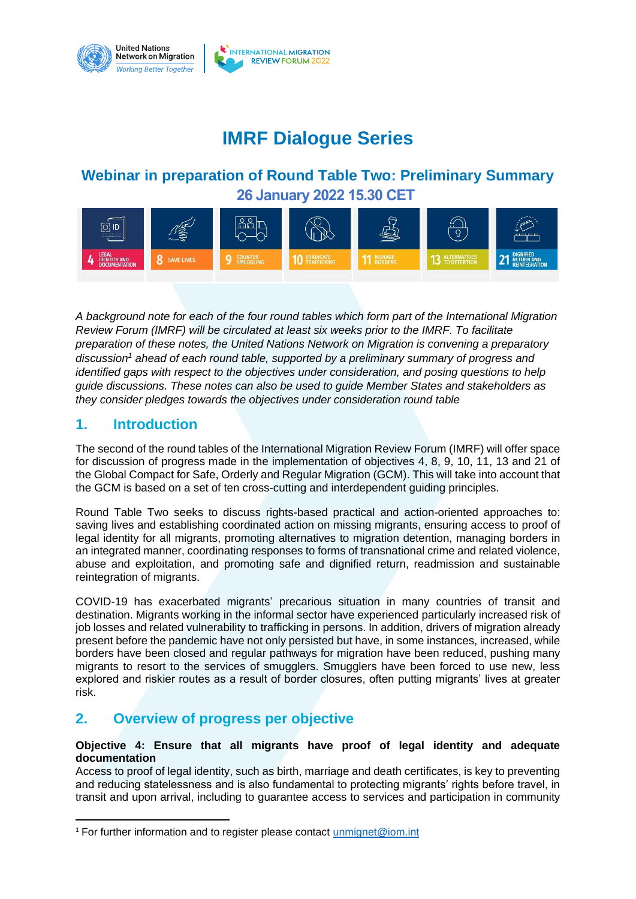# IMRF Dialogue Series

## Webinar in preparation of Round Table Two: Preliminary Summary

## 26 January 2022 15.30 CET

*A background note for each of the four round tables which form part of the International Migration Review Forum (IMRF) will be circulated at least six weeks prior to the IMRF. To facilitate preparation of these notes, the United Nations Network on Migration is convening a preparatory discussion[1] ahead of each round table, supported by a preliminary summary of progress and identified gaps with respect to the objectives under consideration, and posing questions to help guide discussions. These notes can also be used to guide Member States and stakeholders as they consider pledges towards the objectives under consideration round table*

## 1. Introduction

The second of the round tables of the International Migration Review Forum (IMRF) will offer space for discussion of progress made in the implementation of objectives 4, 8, 9, 10, 11, 13 and 21 of the Global Compact for Safe, Orderly and Regular Migration (GCM). This will take into account that the GCM is based on a set of ten cross-cutting and interdependent guiding principles.

Round Table Two seeks to discuss rights-based practical and action-oriented approaches to: saving lives and establishing coordinated action on missing migrants, ensuring access to proof of legal identity for all migrants, promoting alternatives to migration detention, managing borders in an integrated manner, coordinating responses to forms of transnational crime and related violence, abuse and exploitation, and promoting safe and dignified return, readmission and sustainable reintegration of migrants.

COVID-19 has exacerbated migrants' precarious situation in many countries of transit and destination. Migrants working in the informal sector have experienced particularly increased risk of job losses and related vulnerability to trafficking in persons. In addition, drivers of migration already present before the pandemic have not only persisted but have, in some instances, increased, while borders have been closed and regular pathways for migration have been reduced, pushing many migrants to resort to the services of smugglers. Smugglers have been forced to use new, less explored and riskier routes as a result of border closures, often putting migrants' lives at greater risk.

## 2. Overview of progress per objective

**Objective 4: Ensure that all migrants have proof of legal identity and adequate documentation**

Access to proof of legal identity, such as birth, marriage and death certificates, is key to preventing and reducing statelessness and is also fundamental to protecting migrants' rights before travel, in transit and upon arrival, including to guarantee access to services and participation in community

---

[1] For further information and to register please contact unmignet@iom.int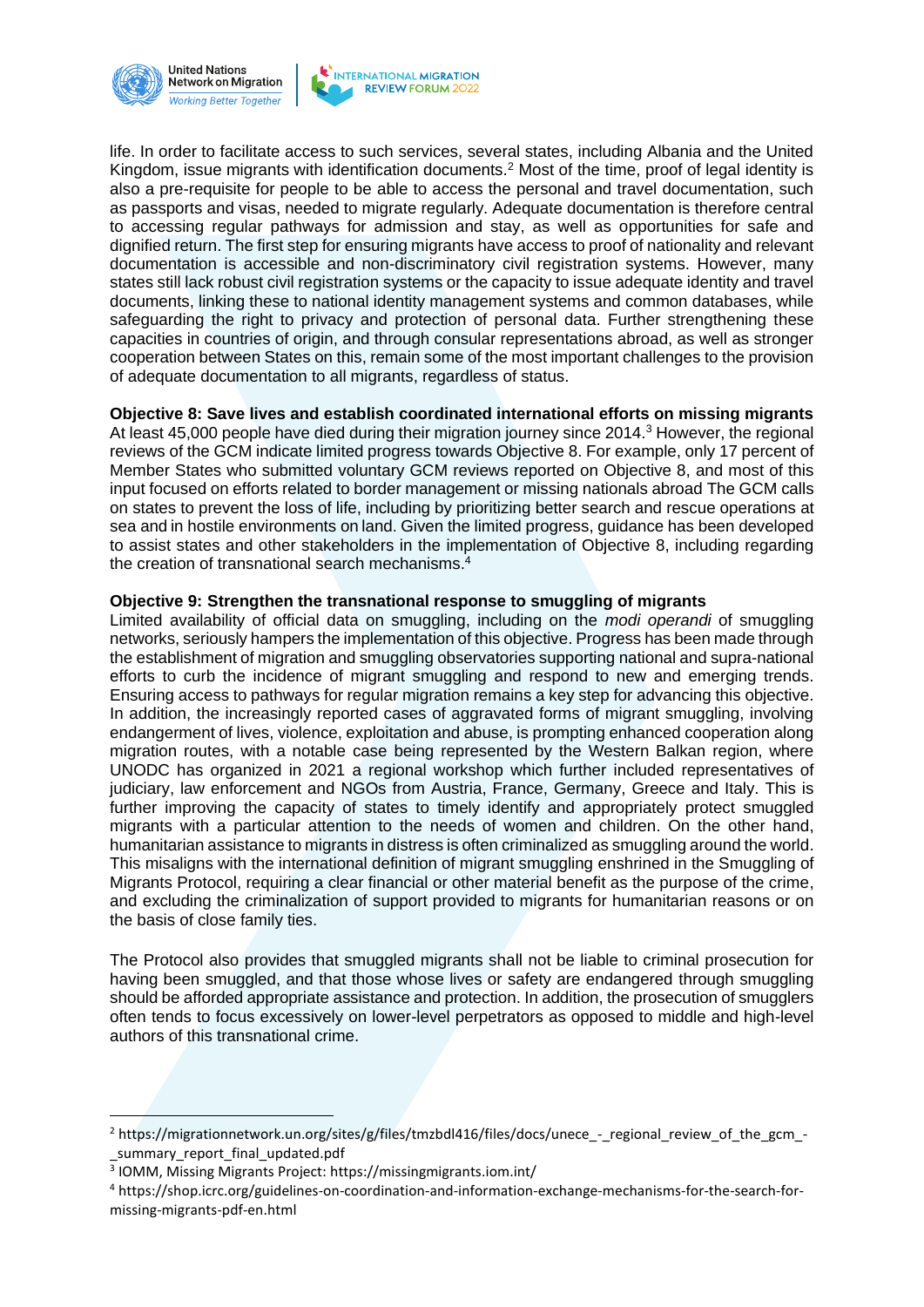life. In order to facilitate access to such services, several states, including Albania and the United Kingdom, issue migrants with identification documents.[2] Most of the time, proof of legal identity is also a pre-requisite for people to be able to access the personal and travel documentation, such as passports and visas, needed to migrate regularly. Adequate documentation is therefore central to accessing regular pathways for admission and stay, as well as opportunities for safe and dignified return. The first step for ensuring migrants have access to proof of nationality and relevant documentation is accessible and non-discriminatory civil registration systems. However, many states still lack robust civil registration systems or the capacity to issue adequate identity and travel documents, linking these to national identity management systems and common databases, while safeguarding the right to privacy and protection of personal data. Further strengthening these capacities in countries of origin, and through consular representations abroad, as well as stronger cooperation between States on this, remain some of the most important challenges to the provision of adequate documentation to all migrants, regardless of status.

**Objective 8: Save lives and establish coordinated international efforts on missing migrants**
At least 45,000 people have died during their migration journey since 2014.[3] However, the regional reviews of the GCM indicate limited progress towards Objective 8. For example, only 17 percent of Member States who submitted voluntary GCM reviews reported on Objective 8, and most of this input focused on efforts related to border management or missing nationals abroad The GCM calls on states to prevent the loss of life, including by prioritizing better search and rescue operations at sea and in hostile environments on land. Given the limited progress, guidance has been developed to assist states and other stakeholders in the implementation of Objective 8, including regarding the creation of transnational search mechanisms.[4]

**Objective 9: Strengthen the transnational response to smuggling of migrants**
Limited availability of official data on smuggling, including on the *modi operandi* of smuggling networks, seriously hampers the implementation of this objective. Progress has been made through the establishment of migration and smuggling observatories supporting national and supra-national efforts to curb the incidence of migrant smuggling and respond to new and emerging trends. Ensuring access to pathways for regular migration remains a key step for advancing this objective. In addition, the increasingly reported cases of aggravated forms of migrant smuggling, involving endangerment of lives, violence, exploitation and abuse, is prompting enhanced cooperation along migration routes, with a notable case being represented by the Western Balkan region, where UNODC has organized in 2021 a regional workshop which further included representatives of judiciary, law enforcement and NGOs from Austria, France, Germany, Greece and Italy. This is further improving the capacity of states to timely identify and appropriately protect smuggled migrants with a particular attention to the needs of women and children. On the other hand, humanitarian assistance to migrants in distress is often criminalized as smuggling around the world. This misaligns with the international definition of migrant smuggling enshrined in the Smuggling of Migrants Protocol, requiring a clear financial or other material benefit as the purpose of the crime, and excluding the criminalization of support provided to migrants for humanitarian reasons or on the basis of close family ties.

The Protocol also provides that smuggled migrants shall not be liable to criminal prosecution for having been smuggled, and that those whose lives or safety are endangered through smuggling should be afforded appropriate assistance and protection. In addition, the prosecution of smugglers often tends to focus excessively on lower-level perpetrators as opposed to middle and high-level authors of this transnational crime.

---

[2] https://migrationnetwork.un.org/sites/g/files/tmzbdl416/files/docs/unece_-_regional_review_of_the_gcm_-_summary_report_final_updated.pdf

[3] IOMM, Missing Migrants Project: https://missingmigrants.iom.int/

[4] https://shop.icrc.org/guidelines-on-coordination-and-information-exchange-mechanisms-for-the-search-for-missing-migrants-pdf-en.html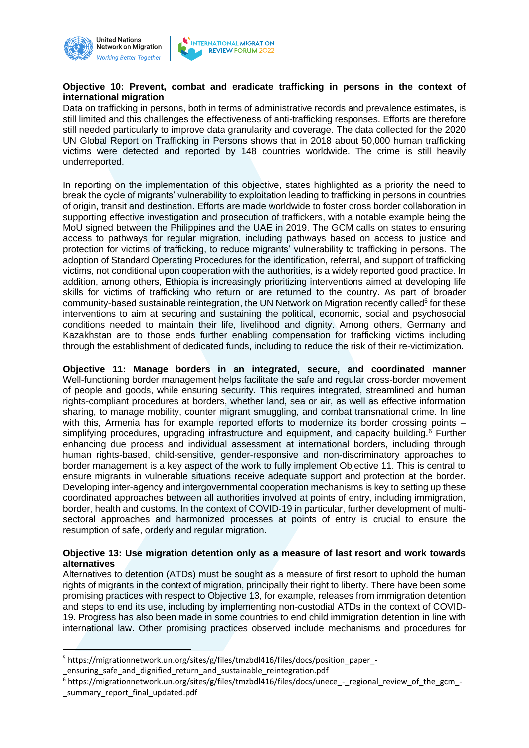**Objective 10: Prevent, combat and eradicate trafficking in persons in the context of international migration**

Data on trafficking in persons, both in terms of administrative records and prevalence estimates, is still limited and this challenges the effectiveness of anti-trafficking responses. Efforts are therefore still needed particularly to improve data granularity and coverage. The data collected for the 2020 UN Global Report on Trafficking in Persons shows that in 2018 about 50,000 human trafficking victims were detected and reported by 148 countries worldwide. The crime is still heavily underreported.

In reporting on the implementation of this objective, states highlighted as a priority the need to break the cycle of migrants' vulnerability to exploitation leading to trafficking in persons in countries of origin, transit and destination. Efforts are made worldwide to foster cross border collaboration in supporting effective investigation and prosecution of traffickers, with a notable example being the MoU signed between the Philippines and the UAE in 2019. The GCM calls on states to ensuring access to pathways for regular migration, including pathways based on access to justice and protection for victims of trafficking, to reduce migrants' vulnerability to trafficking in persons. The adoption of Standard Operating Procedures for the identification, referral, and support of trafficking victims, not conditional upon cooperation with the authorities, is a widely reported good practice. In addition, among others, Ethiopia is increasingly prioritizing interventions aimed at developing life skills for victims of trafficking who return or are returned to the country. As part of broader community-based sustainable reintegration, the UN Network on Migration recently called[5] for these interventions to aim at securing and sustaining the political, economic, social and psychosocial conditions needed to maintain their life, livelihood and dignity. Among others, Germany and Kazakhstan are to those ends further enabling compensation for trafficking victims including through the establishment of dedicated funds, including to reduce the risk of their re-victimization.

**Objective 11: Manage borders in an integrated, secure, and coordinated manner**

Well-functioning border management helps facilitate the safe and regular cross-border movement of people and goods, while ensuring security. This requires integrated, streamlined and human rights-compliant procedures at borders, whether land, sea or air, as well as effective information sharing, to manage mobility, counter migrant smuggling, and combat transnational crime. In line with this, Armenia has for example reported efforts to modernize its border crossing points – simplifying procedures, upgrading infrastructure and equipment, and capacity building.[6] Further enhancing due process and individual assessment at international borders, including through human rights-based, child-sensitive, gender-responsive and non-discriminatory approaches to border management is a key aspect of the work to fully implement Objective 11. This is central to ensure migrants in vulnerable situations receive adequate support and protection at the border. Developing inter-agency and intergovernmental cooperation mechanisms is key to setting up these coordinated approaches between all authorities involved at points of entry, including immigration, border, health and customs. In the context of COVID-19 in particular, further development of multi-sectoral approaches and harmonized processes at points of entry is crucial to ensure the resumption of safe, orderly and regular migration.

**Objective 13: Use migration detention only as a measure of last resort and work towards alternatives**

Alternatives to detention (ATDs) must be sought as a measure of first resort to uphold the human rights of migrants in the context of migration, principally their right to liberty. There have been some promising practices with respect to Objective 13, for example, releases from immigration detention and steps to end its use, including by implementing non-custodial ATDs in the context of COVID-19. Progress has also been made in some countries to end child immigration detention in line with international law. Other promising practices observed include mechanisms and procedures for

---

[5] https://migrationnetwork.un.org/sites/g/files/tmzbdl416/files/docs/position_paper_-_ensuring_safe_and_dignified_return_and_sustainable_reintegration.pdf

[6] https://migrationnetwork.un.org/sites/g/files/tmzbdl416/files/docs/unece_-_regional_review_of_the_gcm_-_summary_report_final_updated.pdf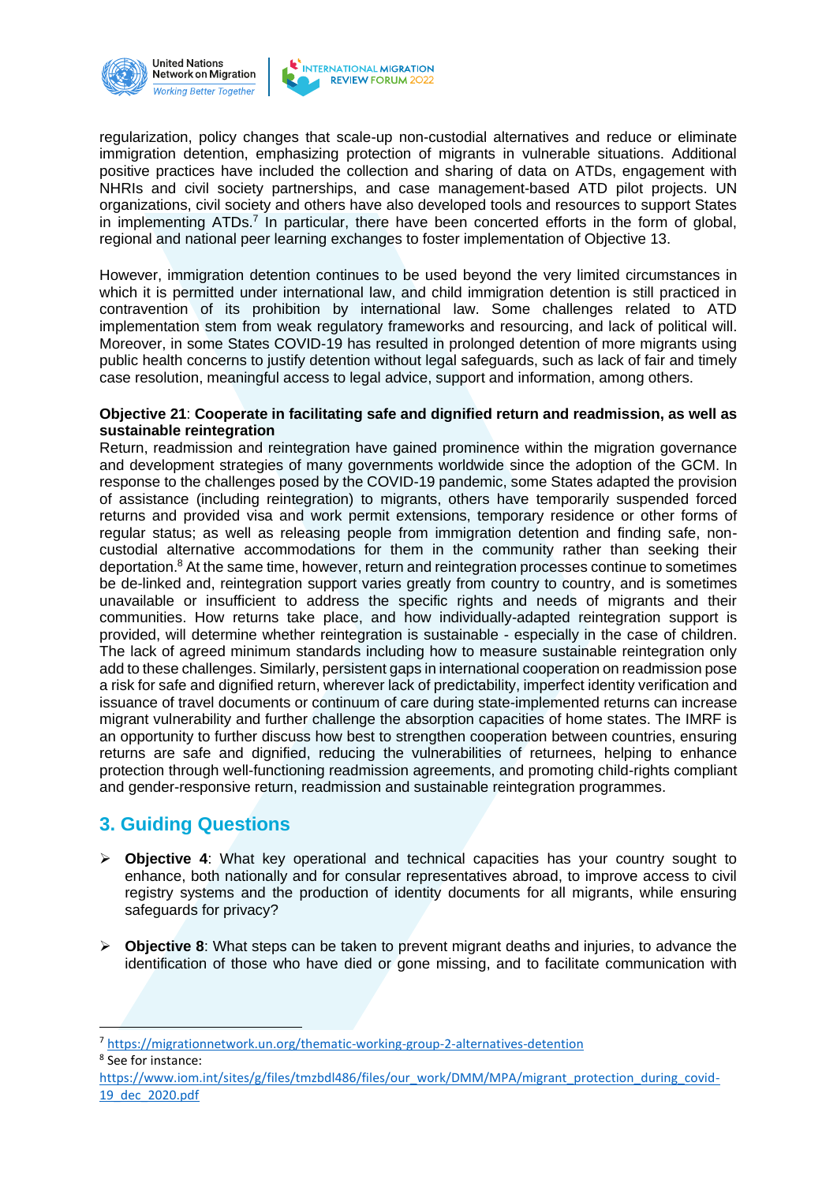regularization, policy changes that scale-up non-custodial alternatives and reduce or eliminate immigration detention, emphasizing protection of migrants in vulnerable situations. Additional positive practices have included the collection and sharing of data on ATDs, engagement with NHRIs and civil society partnerships, and case management-based ATD pilot projects. UN organizations, civil society and others have also developed tools and resources to support States in implementing ATDs.[7] In particular, there have been concerted efforts in the form of global, regional and national peer learning exchanges to foster implementation of Objective 13.

However, immigration detention continues to be used beyond the very limited circumstances in which it is permitted under international law, and child immigration detention is still practiced in contravention of its prohibition by international law. Some challenges related to ATD implementation stem from weak regulatory frameworks and resourcing, and lack of political will. Moreover, in some States COVID-19 has resulted in prolonged detention of more migrants using public health concerns to justify detention without legal safeguards, such as lack of fair and timely case resolution, meaningful access to legal advice, support and information, among others.

**Objective 21**: **Cooperate in facilitating safe and dignified return and readmission, as well as sustainable reintegration**
Return, readmission and reintegration have gained prominence within the migration governance and development strategies of many governments worldwide since the adoption of the GCM. In response to the challenges posed by the COVID-19 pandemic, some States adapted the provision of assistance (including reintegration) to migrants, others have temporarily suspended forced returns and provided visa and work permit extensions, temporary residence or other forms of regular status; as well as releasing people from immigration detention and finding safe, non-custodial alternative accommodations for them in the community rather than seeking their deportation.[8] At the same time, however, return and reintegration processes continue to sometimes be de-linked and, reintegration support varies greatly from country to country, and is sometimes unavailable or insufficient to address the specific rights and needs of migrants and their communities. How returns take place, and how individually-adapted reintegration support is provided, will determine whether reintegration is sustainable - especially in the case of children. The lack of agreed minimum standards including how to measure sustainable reintegration only add to these challenges. Similarly, persistent gaps in international cooperation on readmission pose a risk for safe and dignified return, wherever lack of predictability, imperfect identity verification and issuance of travel documents or continuum of care during state-implemented returns can increase migrant vulnerability and further challenge the absorption capacities of home states. The IMRF is an opportunity to further discuss how best to strengthen cooperation between countries, ensuring returns are safe and dignified, reducing the vulnerabilities of returnees, helping to enhance protection through well-functioning readmission agreements, and promoting child-rights compliant and gender-responsive return, readmission and sustainable reintegration programmes.

## 3. Guiding Questions

- **Objective 4**: What key operational and technical capacities has your country sought to enhance, both nationally and for consular representatives abroad, to improve access to civil registry systems and the production of identity documents for all migrants, while ensuring safeguards for privacy?

- **Objective 8**: What steps can be taken to prevent migrant deaths and injuries, to advance the identification of those who have died or gone missing, and to facilitate communication with

---

[7] https://migrationnetwork.un.org/thematic-working-group-2-alternatives-detention

[8] See for instance: https://www.iom.int/sites/g/files/tmzbdl486/files/our_work/DMM/MPA/migrant_protection_during_covid-19_dec_2020.pdf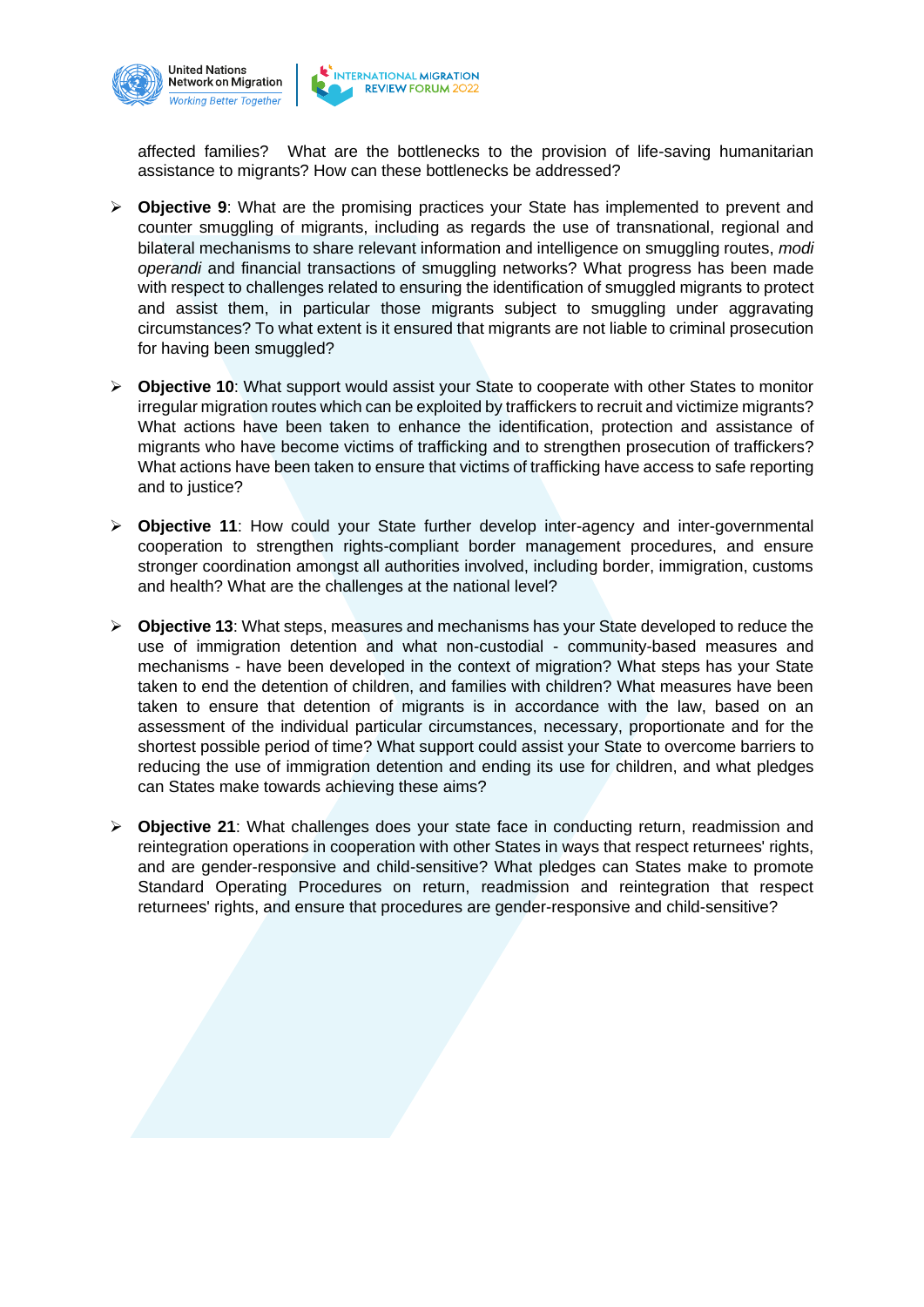affected families? What are the bottlenecks to the provision of life-saving humanitarian assistance to migrants? How can these bottlenecks be addressed?

- **Objective 9**: What are the promising practices your State has implemented to prevent and counter smuggling of migrants, including as regards the use of transnational, regional and bilateral mechanisms to share relevant information and intelligence on smuggling routes, *modi operandi* and financial transactions of smuggling networks? What progress has been made with respect to challenges related to ensuring the identification of smuggled migrants to protect and assist them, in particular those migrants subject to smuggling under aggravating circumstances? To what extent is it ensured that migrants are not liable to criminal prosecution for having been smuggled?

- **Objective 10**: What support would assist your State to cooperate with other States to monitor irregular migration routes which can be exploited by traffickers to recruit and victimize migrants? What actions have been taken to enhance the identification, protection and assistance of migrants who have become victims of trafficking and to strengthen prosecution of traffickers? What actions have been taken to ensure that victims of trafficking have access to safe reporting and to justice?

- **Objective 11**: How could your State further develop inter-agency and inter-governmental cooperation to strengthen rights-compliant border management procedures, and ensure stronger coordination amongst all authorities involved, including border, immigration, customs and health? What are the challenges at the national level?

- **Objective 13**: What steps, measures and mechanisms has your State developed to reduce the use of immigration detention and what non-custodial - community-based measures and mechanisms - have been developed in the context of migration? What steps has your State taken to end the detention of children, and families with children? What measures have been taken to ensure that detention of migrants is in accordance with the law, based on an assessment of the individual particular circumstances, necessary, proportionate and for the shortest possible period of time? What support could assist your State to overcome barriers to reducing the use of immigration detention and ending its use for children, and what pledges can States make towards achieving these aims?

- **Objective 21**: What challenges does your state face in conducting return, readmission and reintegration operations in cooperation with other States in ways that respect returnees' rights, and are gender-responsive and child-sensitive? What pledges can States make to promote Standard Operating Procedures on return, readmission and reintegration that respect returnees' rights, and ensure that procedures are gender-responsive and child-sensitive?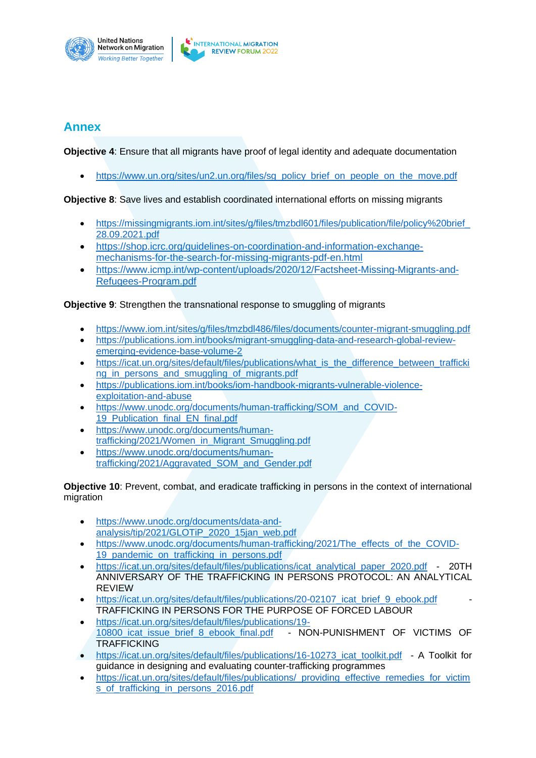## Annex

**Objective 4**: Ensure that all migrants have proof of legal identity and adequate documentation

- https://www.un.org/sites/un2.un.org/files/sg_policy_brief_on_people_on_the_move.pdf

**Objective 8**: Save lives and establish coordinated international efforts on missing migrants

- https://missingmigrants.iom.int/sites/g/files/tmzbdl601/files/publication/file/policy%20brief_28.09.2021.pdf
- https://shop.icrc.org/guidelines-on-coordination-and-information-exchange-mechanisms-for-the-search-for-missing-migrants-pdf-en.html
- https://www.icmp.int/wp-content/uploads/2020/12/Factsheet-Missing-Migrants-and-Refugees-Program.pdf

**Objective 9**: Strengthen the transnational response to smuggling of migrants

- https://www.iom.int/sites/g/files/tmzbdl486/files/documents/counter-migrant-smuggling.pdf
- https://publications.iom.int/books/migrant-smuggling-data-and-research-global-review-emerging-evidence-base-volume-2
- https://icat.un.org/sites/default/files/publications/what_is_the_difference_between_trafficking_in_persons_and_smuggling_of_migrants.pdf
- https://publications.iom.int/books/iom-handbook-migrants-vulnerable-violence-exploitation-and-abuse
- https://www.unodc.org/documents/human-trafficking/SOM_and_COVID-19_Publication_final_EN_final.pdf
- https://www.unodc.org/documents/human-trafficking/2021/Women_in_Migrant_Smuggling.pdf
- https://www.unodc.org/documents/human-trafficking/2021/Aggravated_SOM_and_Gender.pdf

**Objective 10**: Prevent, combat, and eradicate trafficking in persons in the context of international migration

- https://www.unodc.org/documents/data-and-analysis/tip/2021/GLOTiP_2020_15jan_web.pdf
- https://www.unodc.org/documents/human-trafficking/2021/The_effects_of_the_COVID-19_pandemic_on_trafficking_in_persons.pdf
- https://icat.un.org/sites/default/files/publications/icat_analytical_paper_2020.pdf - 20TH ANNIVERSARY OF THE TRAFFICKING IN PERSONS PROTOCOL: AN ANALYTICAL REVIEW
- https://icat.un.org/sites/default/files/publications/20-02107_icat_brief_9_ebook.pdf - TRAFFICKING IN PERSONS FOR THE PURPOSE OF FORCED LABOUR
- https://icat.un.org/sites/default/files/publications/19-10800_icat_issue_brief_8_ebook_final.pdf - NON-PUNISHMENT OF VICTIMS OF TRAFFICKING
- https://icat.un.org/sites/default/files/publications/16-10273_icat_toolkit.pdf - A Toolkit for guidance in designing and evaluating counter-trafficking programmes
- https://icat.un.org/sites/default/files/publications/_providing_effective_remedies_for_victims_of_trafficking_in_persons_2016.pdf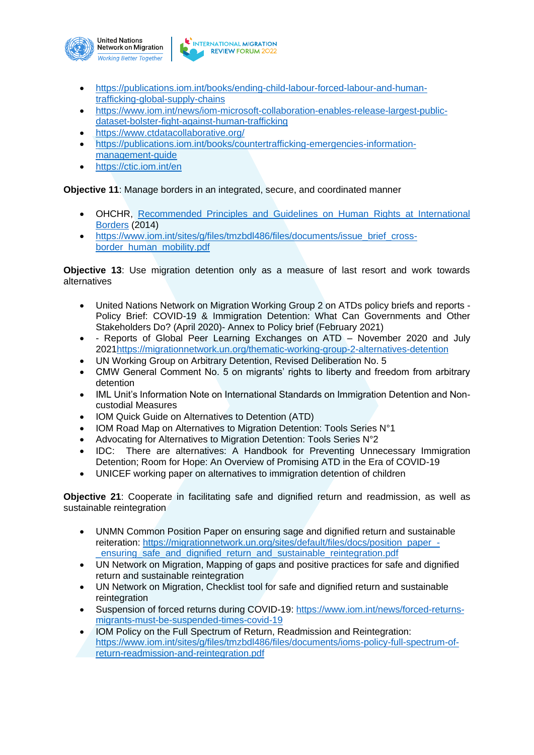- https://publications.iom.int/books/ending-child-labour-forced-labour-and-human-trafficking-global-supply-chains
- https://www.iom.int/news/iom-microsoft-collaboration-enables-release-largest-public-dataset-bolster-fight-against-human-trafficking
- https://www.ctdatacollaborative.org/
- https://publications.iom.int/books/countertrafficking-emergencies-information-management-guide
- https://ctic.iom.int/en

**Objective 11**: Manage borders in an integrated, secure, and coordinated manner

- OHCHR, Recommended Principles and Guidelines on Human Rights at International Borders (2014)
- https://www.iom.int/sites/g/files/tmzbdl486/files/documents/issue_brief_cross-border_human_mobility.pdf

**Objective 13**: Use migration detention only as a measure of last resort and work towards alternatives

- United Nations Network on Migration Working Group 2 on ATDs policy briefs and reports - Policy Brief: COVID-19 & Immigration Detention: What Can Governments and Other Stakeholders Do? (April 2020)- Annex to Policy brief (February 2021)
- - Reports of Global Peer Learning Exchanges on ATD – November 2020 and July 2021https://migrationnetwork.un.org/thematic-working-group-2-alternatives-detention
- UN Working Group on Arbitrary Detention, Revised Deliberation No. 5
- CMW General Comment No. 5 on migrants' rights to liberty and freedom from arbitrary detention
- IML Unit's Information Note on International Standards on Immigration Detention and Non-custodial Measures
- IOM Quick Guide on Alternatives to Detention (ATD)
- IOM Road Map on Alternatives to Migration Detention: Tools Series N°1
- Advocating for Alternatives to Migration Detention: Tools Series N°2
- IDC: There are alternatives: A Handbook for Preventing Unnecessary Immigration Detention; Room for Hope: An Overview of Promising ATD in the Era of COVID-19
- UNICEF working paper on alternatives to immigration detention of children

**Objective 21**: Cooperate in facilitating safe and dignified return and readmission, as well as sustainable reintegration

- UNMN Common Position Paper on ensuring sage and dignified return and sustainable reiteration: https://migrationnetwork.un.org/sites/default/files/docs/position_paper_-_ensuring_safe_and_dignified_return_and_sustainable_reintegration.pdf
- UN Network on Migration, Mapping of gaps and positive practices for safe and dignified return and sustainable reintegration
- UN Network on Migration, Checklist tool for safe and dignified return and sustainable reintegration
- Suspension of forced returns during COVID-19: https://www.iom.int/news/forced-returns-migrants-must-be-suspended-times-covid-19
- IOM Policy on the Full Spectrum of Return, Readmission and Reintegration: https://www.iom.int/sites/g/files/tmzbdl486/files/documents/ioms-policy-full-spectrum-of-return-readmission-and-reintegration.pdf